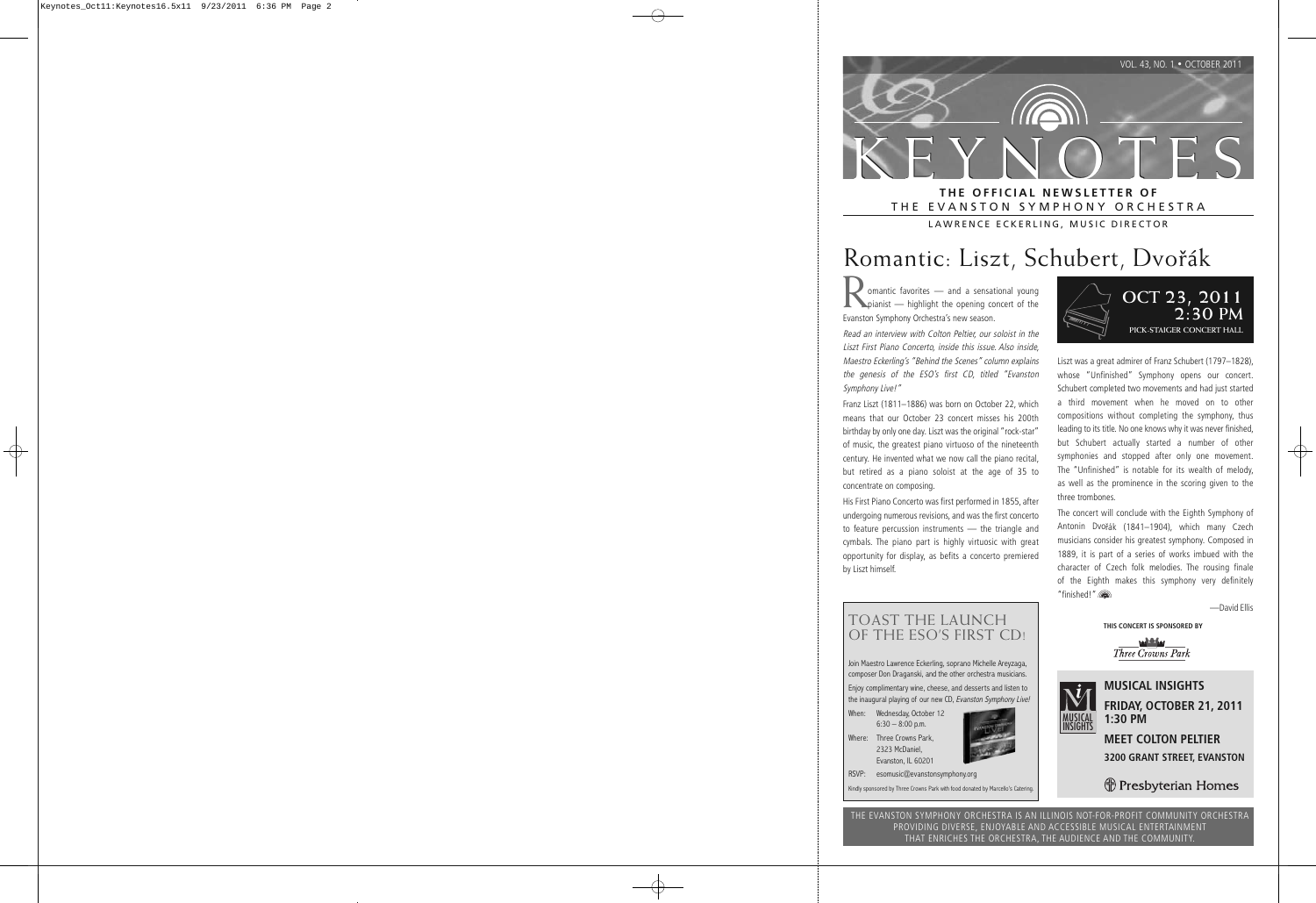# KEYNOTES

**THE OFFICIAL NEWSLETTER OF**
THE EVANSTON SYMPHONY ORCHESTRA

LAWRENCE ECKERLING, MUSIC DIRECTOR

# Romantic: Liszt, Schubert, Dvořák

**OCT 23, 2011**
**2:30 PM**
PICK-STAIGER CONCERT HALL

Romantic favorites — and a sensational young pianist — highlight the opening concert of the Evanston Symphony Orchestra's new season.

*Read an interview with Colton Peltier, our soloist in the Liszt First Piano Concerto, inside this issue. Also inside, Maestro Eckerling's "Behind the Scenes" column explains the genesis of the ESO's first CD, titled "Evanston Symphony Live!"*

Franz Liszt (1811–1886) was born on October 22, which means that our October 23 concert misses his 200th birthday by only one day. Liszt was the original "rock-star" of music, the greatest piano virtuoso of the nineteenth century. He invented what we now call the piano recital, but retired as a piano soloist at the age of 35 to concentrate on composing.

His First Piano Concerto was first performed in 1855, after undergoing numerous revisions, and was the first concerto to feature percussion instruments — the triangle and cymbals. The piano part is highly virtuosic with great opportunity for display, as befits a concerto premiered by Liszt himself.

Liszt was a great admirer of Franz Schubert (1797–1828), whose "Unfinished" Symphony opens our concert. Schubert completed two movements and had just started a third movement when he moved on to other compositions without completing the symphony, thus leading to its title. No one knows why it was never finished, but Schubert actually started a number of other symphonies and stopped after only one movement. The "Unfinished" is notable for its wealth of melody, as well as the prominence in the scoring given to the three trombones.

The concert will conclude with the Eighth Symphony of Antonin Dvořák (1841–1904), which many Czech musicians consider his greatest symphony. Composed in 1889, it is part of a series of works imbued with the character of Czech folk melodies. The rousing finale of the Eighth makes this symphony very definitely "finished!"

—David Ellis

**THIS CONCERT IS SPONSORED BY**

Three Crowns Park

## TOAST THE LAUNCH OF THE ESO'S FIRST CD!

Join Maestro Lawrence Eckerling, soprano Michelle Areyzaga, composer Don Draganski, and the other orchestra musicians.

Enjoy complimentary wine, cheese, and desserts and listen to the inaugural playing of our new CD, *Evanston Symphony Live!*

When: Wednesday, October 12
6:30 – 8:00 p.m.

Where: Three Crowns Park,
2323 McDaniel,
Evanston, IL 60201

RSVP: esomusic@evanstonsymphony.org

Kindly sponsored by Three Crowns Park with food donated by Marcello's Catering.

## MUSICAL INSIGHTS

**FRIDAY, OCTOBER 21, 2011**
**1:30 PM**

**MEET COLTON PELTIER**

**3200 GRANT STREET, EVANSTON**

Presbyterian Homes

THE EVANSTON SYMPHONY ORCHESTRA IS AN ILLINOIS NOT-FOR-PROFIT COMMUNITY ORCHESTRA PROVIDING DIVERSE, ENJOYABLE AND ACCESSIBLE MUSICAL ENTERTAINMENT THAT ENRICHES THE ORCHESTRA, THE AUDIENCE AND THE COMMUNITY.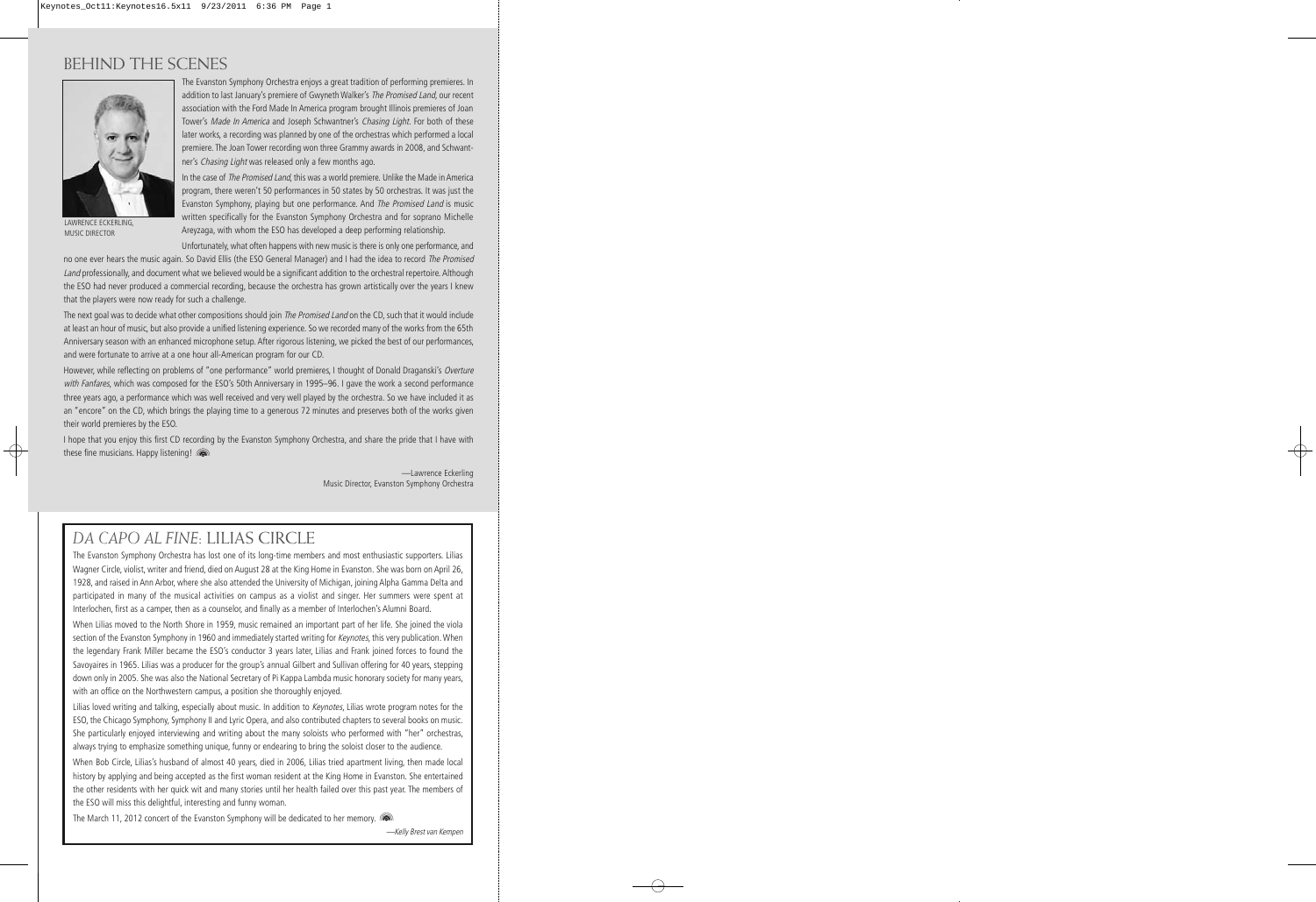## BEHIND THE SCENES

LAWRENCE ECKERLING, MUSIC DIRECTOR

The Evanston Symphony Orchestra enjoys a great tradition of performing premieres. In addition to last January's premiere of Gwyneth Walker's *The Promised Land*, our recent association with the Ford Made In America program brought Illinois premieres of Joan Tower's *Made In America* and Joseph Schwantner's *Chasing Light*. For both of these later works, a recording was planned by one of the orchestras which performed a local premiere. The Joan Tower recording won three Grammy awards in 2008, and Schwantner's *Chasing Light* was released only a few months ago.

In the case of *The Promised Land*, this was a world premiere. Unlike the Made in America program, there weren't 50 performances in 50 states by 50 orchestras. It was just the Evanston Symphony, playing but one performance. And *The Promised Land* is music written specifically for the Evanston Symphony Orchestra and for soprano Michelle Areyzaga, with whom the ESO has developed a deep performing relationship.

Unfortunately, what often happens with new music is there is only one performance, and no one ever hears the music again. So David Ellis (the ESO General Manager) and I had the idea to record *The Promised Land* professionally, and document what we believed would be a significant addition to the orchestral repertoire. Although the ESO had never produced a commercial recording, because the orchestra has grown artistically over the years I knew that the players were now ready for such a challenge.

The next goal was to decide what other compositions should join *The Promised Land* on the CD, such that it would include at least an hour of music, but also provide a unified listening experience. So we recorded many of the works from the 65th Anniversary season with an enhanced microphone setup. After rigorous listening, we picked the best of our performances, and were fortunate to arrive at a one hour all-American program for our CD.

However, while reflecting on problems of "one performance" world premieres, I thought of Donald Draganski's *Overture with Fanfares*, which was composed for the ESO's 50th Anniversary in 1995–96. I gave the work a second performance three years ago, a performance which was well received and very well played by the orchestra. So we have included it as an "encore" on the CD, which brings the playing time to a generous 72 minutes and preserves both of the works given their world premieres by the ESO.

I hope that you enjoy this first CD recording by the Evanston Symphony Orchestra, and share the pride that I have with these fine musicians. Happy listening!

—Lawrence Eckerling
Music Director, Evanston Symphony Orchestra

## *DA CAPO AL FINE*: LILIAS CIRCLE

The Evanston Symphony Orchestra has lost one of its long-time members and most enthusiastic supporters. Lilias Wagner Circle, violist, writer and friend, died on August 28 at the King Home in Evanston. She was born on April 26, 1928, and raised in Ann Arbor, where she also attended the University of Michigan, joining Alpha Gamma Delta and participated in many of the musical activities on campus as a violist and singer. Her summers were spent at Interlochen, first as a camper, then as a counselor, and finally as a member of Interlochen's Alumni Board.

When Lilias moved to the North Shore in 1959, music remained an important part of her life. She joined the viola section of the Evanston Symphony in 1960 and immediately started writing for *Keynotes*, this very publication. When the legendary Frank Miller became the ESO's conductor 3 years later, Lilias and Frank joined forces to found the Savoyaires in 1965. Lilias was a producer for the group's annual Gilbert and Sullivan offering for 40 years, stepping down only in 2005. She was also the National Secretary of Pi Kappa Lambda music honorary society for many years, with an office on the Northwestern campus, a position she thoroughly enjoyed.

Lilias loved writing and talking, especially about music. In addition to *Keynotes*, Lilias wrote program notes for the ESO, the Chicago Symphony, Symphony II and Lyric Opera, and also contributed chapters to several books on music. She particularly enjoyed interviewing and writing about the many soloists who performed with "her" orchestras, always trying to emphasize something unique, funny or endearing to bring the soloist closer to the audience.

When Bob Circle, Lilias's husband of almost 40 years, died in 2006, Lilias tried apartment living, then made local history by applying and being accepted as the first woman resident at the King Home in Evanston. She entertained the other residents with her quick wit and many stories until her health failed over this past year. The members of the ESO will miss this delightful, interesting and funny woman.

The March 11, 2012 concert of the Evanston Symphony will be dedicated to her memory.

*—Kelly Brest van Kempen*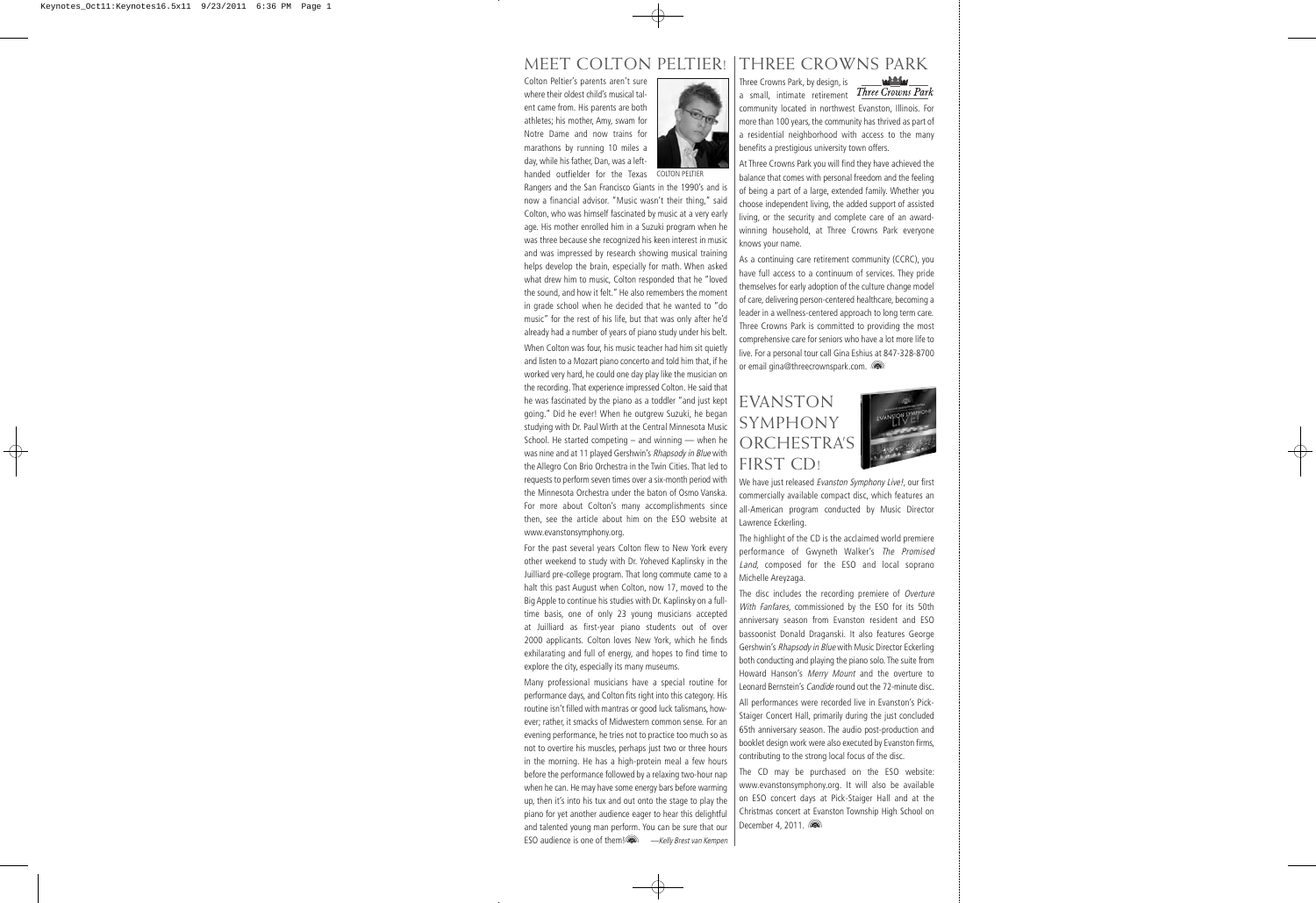## MEET COLTON PELTIER!

Colton Peltier's parents aren't sure where their oldest child's musical talent came from. His parents are both athletes; his mother, Amy, swam for Notre Dame and now trains for marathons by running 10 miles a day, while his father, Dan, was a left-handed outfielder for the Texas Rangers and the San Francisco Giants in the 1990's and is now a financial advisor. "Music wasn't their thing," said Colton, who was himself fascinated by music at a very early age. His mother enrolled him in a Suzuki program when he was three because she recognized his keen interest in music and was impressed by research showing musical training helps develop the brain, especially for math. When asked what drew him to music, Colton responded that he "loved the sound, and how it felt." He also remembers the moment in grade school when he decided that he wanted to "do music" for the rest of his life, but that was only after he'd already had a number of years of piano study under his belt.

COLTON PELTIER

When Colton was four, his music teacher had him sit quietly and listen to a Mozart piano concerto and told him that, if he worked very hard, he could one day play like the musician on the recording. That experience impressed Colton. He said that he was fascinated by the piano as a toddler "and just kept going." Did he ever! When he outgrew Suzuki, he began studying with Dr. Paul Wirth at the Central Minnesota Music School. He started competing – and winning — when he was nine and at 11 played Gershwin's *Rhapsody in Blue* with the Allegro Con Brio Orchestra in the Twin Cities. That led to requests to perform seven times over a six-month period with the Minnesota Orchestra under the baton of Osmo Vanska. For more about Colton's many accomplishments since then, see the article about him on the ESO website at www.evanstonsymphony.org.

For the past several years Colton flew to New York every other weekend to study with Dr. Yoheved Kaplinsky in the Juilliard pre-college program. That long commute came to a halt this past August when Colton, now 17, moved to the Big Apple to continue his studies with Dr. Kaplinsky on a full-time basis, one of only 23 young musicians accepted at Juilliard as first-year piano students out of over 2000 applicants. Colton loves New York, which he finds exhilarating and full of energy, and hopes to find time to explore the city, especially its many museums.

Many professional musicians have a special routine for performance days, and Colton fits right into this category. His routine isn't filled with mantras or good luck talismans, however; rather, it smacks of Midwestern common sense. For an evening performance, he tries not to practice too much so as not to overtire his muscles, perhaps just two or three hours in the morning. He has a high-protein meal a few hours before the performance followed by a relaxing two-hour nap when he can. He may have some energy bars before warming up, then it's into his tux and out onto the stage to play the piano for yet another audience eager to hear this delightful and talented young man perform. You can be sure that our ESO audience is one of them!

—*Kelly Brest van Kempen*

## THREE CROWNS PARK

Three Crowns Park, by design, is a small, intimate retirement community located in northwest Evanston, Illinois. For more than 100 years, the community has thrived as part of a residential neighborhood with access to the many benefits a prestigious university town offers.

At Three Crowns Park you will find they have achieved the balance that comes with personal freedom and the feeling of being a part of a large, extended family. Whether you choose independent living, the added support of assisted living, or the security and complete care of an award-winning household, at Three Crowns Park everyone knows your name.

As a continuing care retirement community (CCRC), you have full access to a continuum of services. They pride themselves for early adoption of the culture change model of care, delivering person-centered healthcare, becoming a leader in a wellness-centered approach to long term care. Three Crowns Park is committed to providing the most comprehensive care for seniors who have a lot more life to live. For a personal tour call Gina Eshius at 847-328-8700 or email gina@threecrownspark.com.

## EVANSTON SYMPHONY ORCHESTRA'S FIRST CD!

We have just released *Evanston Symphony Live!*, our first commercially available compact disc, which features an all-American program conducted by Music Director Lawrence Eckerling.

The highlight of the CD is the acclaimed world premiere performance of Gwyneth Walker's *The Promised Land*, composed for the ESO and local soprano Michelle Areyzaga.

The disc includes the recording premiere of *Overture With Fanfares*, commissioned by the ESO for its 50th anniversary season from Evanston resident and ESO bassoonist Donald Draganski. It also features George Gershwin's *Rhapsody in Blue* with Music Director Eckerling both conducting and playing the piano solo. The suite from Howard Hanson's *Merry Mount* and the overture to Leonard Bernstein's *Candide* round out the 72-minute disc.

All performances were recorded live in Evanston's Pick-Staiger Concert Hall, primarily during the just concluded 65th anniversary season. The audio post-production and booklet design work were also executed by Evanston firms, contributing to the strong local focus of the disc.

The CD may be purchased on the ESO website: www.evanstonsymphony.org. It will also be available on ESO concert days at Pick-Staiger Hall and at the Christmas concert at Evanston Township High School on December 4, 2011.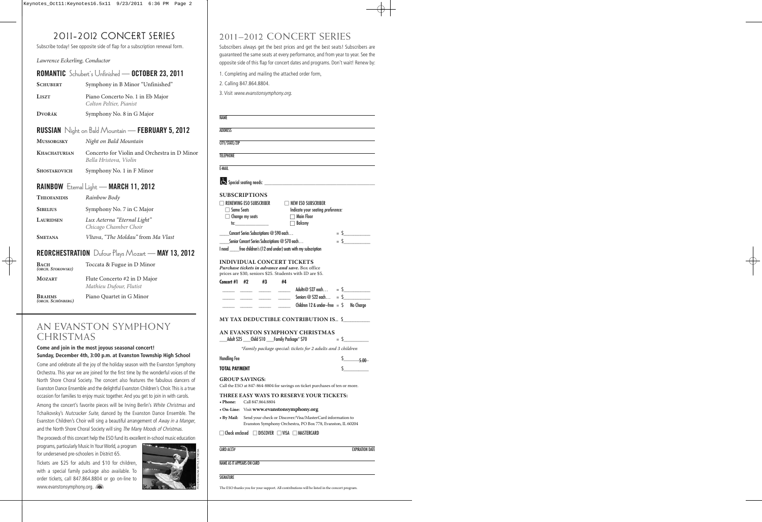# 2011-2012 CONCERT SERIES

Subscribe today! See opposite side of flap for a subscription renewal form.

*Lawrence Eckerling, Conductor*

## ROMANTIC Schubert's Unfinished — OCTOBER 23, 2011

| | |
|---|---|
| **SCHUBERT** | Symphony in B Minor "Unfinished" |
| **LISZT** | Piano Concerto No. 1 in Eb Major *Colton Peltier, Pianist* |
| **DVOŘÁK** | Symphony No. 8 in G Major |

## RUSSIAN Night on Bald Mountain — FEBRUARY 5, 2012

| | |
|---|---|
| **MUSSORGSKY** | *Night on Bald Mountain* |
| **KHACHATURIAN** | Concerto for Violin and Orchestra in D Minor *Bella Hristova, Violin* |
| **SHOSTAKOVICH** | Symphony No. 1 in F Minor |

## RAINBOW Eternal Light — MARCH 11, 2012

| | |
|---|---|
| **THEOFANIDIS** | *Rainbow Body* |
| **SIBELIUS** | Symphony No. 7 in C Major |
| **LAURIDSEN** | *Lux Aeterna "Eternal Light"* *Chicago Chamber Choir* |
| **SMETANA** | *Vltava*, "*The Moldau*" from *Ma Vlast* |

## REORCHESTRATION Dufour Plays Mozart — MAY 13, 2012

| | |
|---|---|
| **BACH** *(ORCH. STOKOWSKI)* | Toccata & Fugue in D Minor |
| **MOZART** | Flute Concerto #2 in D Major *Mathieu Dufour, Flutist* |
| **BRAHMS** *(ORCH. SCHÖNBERG)* | Piano Quartet in G Minor |

# AN EVANSTON SYMPHONY CHRISTMAS

**Come and join in the most joyous seasonal concert!**
**Sunday, December 4th, 3:00 p.m. at Evanston Township High School**

Come and celebrate all the joy of the holiday season with the Evanston Symphony Orchestra. This year we are joined for the first time by the wonderful voices of the North Shore Choral Society. The concert also features the fabulous dancers of Evanston Dance Ensemble and the delightful Evanston Children's Choir. This is a true occasion for families to enjoy music together. And you get to join in with carols.

Among the concert's favorite pieces will be Irving Berlin's *White Christmas* and Tchaikovsky's *Nutcracker Suite*, danced by the Evanston Dance Ensemble. The Evanston Children's Choir will sing a beautiful arrangement of *Away in a Manger*, and the North Shore Choral Society will sing *The Many Moods of Christmas*.

The proceeds of this concert help the ESO fund its excellent in-school music education programs, particularly Music In Your World, a program for underserved pre-schoolers in District 65.

Tickets are $25 for adults and $10 for children, with a special family package also available. To order tickets, call 847.864.8804 or go on-line to www.evanstonsymphony.org.

# 2011–2012 CONCERT SERIES

Subscribers always get the best prices and get the best seats! Subscribers are guaranteed the same seats at every performance, and from year to year. See the opposite side of this flap for concert dates and programs. Don't wait! Renew by:

1. Completing and mailing the attached order form,
2. Calling 847.864.8804.
3. Visit *www.evanstonsymphony.org*.

NAME ______________________

ADDRESS ______________________

CITY/STATE/ZIP ______________________

TELEPHONE ______________________

E-MAIL ______________________

Special seating needs: ______________________

### SUBSCRIPTIONS

☐ RENEWING ESO SUBSCRIBER
☐ Same Seats
☐ Change my seats to: ______________

☐ NEW ESO SUBSCRIBER
Indicate your seating *preference:*
☐ Main Floor
☐ Balcony

____Concert Series Subscriptions @ $90 each… = $__________

____Senior Concert Series Subscriptions @ $70 each… = $__________

I need ____free children's (12 and under) seats with my subscription

### INDIVIDUAL CONCERT TICKETS

***Purchase tickets in advance and save.*** Box office prices are $30, seniors $25. Students with ID are $5.

| Concert #1 | #2 | #3 | #4 | | |
|---|---|---|---|---|---|
| ____ | ____ | ____ | ____ | Adults@ $27 each… | = $__________ |
| ____ | ____ | ____ | ____ | Seniors @ $22 each… | = $__________ |
| ____ | ____ | ____ | ____ | Children 12 & under—free | = $ No Charge |

### MY TAX DEDUCTIBLE CONTRIBUTION IS... $__________

### AN EVANSTON SYMPHONY CHRISTMAS

___Adult $25 ___Child $10 ___Family Package* $70 = $__________

*\*Family package special: tickets for 2 adults and 3 children*

Handling Fee $ 5.00

**TOTAL PAYMENT** $__________

### GROUP SAVINGS:

Call the ESO at 847-864-8804 for savings on ticket purchases of ten or more.

### THREE EASY WAYS TO RESERVE YOUR TICKETS:

- **Phone:** Call 847.864.8804
- **On-Line:** Visit **www.evanstonsymphony.org**
- **By Mail:** Send your check or Discover/Visa/MasterCard information to Evanston Symphony Orchestra, PO Box 778, Evanston, IL 60204

☐ Check enclosed ☐ DISCOVER ☐ VISA ☐ MASTERCARD

CARD ACCT# ______________________ EXPIRATION DATE

NAME AS IT APPEARS ON CARD ______________________

SIGNATURE ______________________

The ESO thanks you for your support. All contributions will be listed in the concert program.